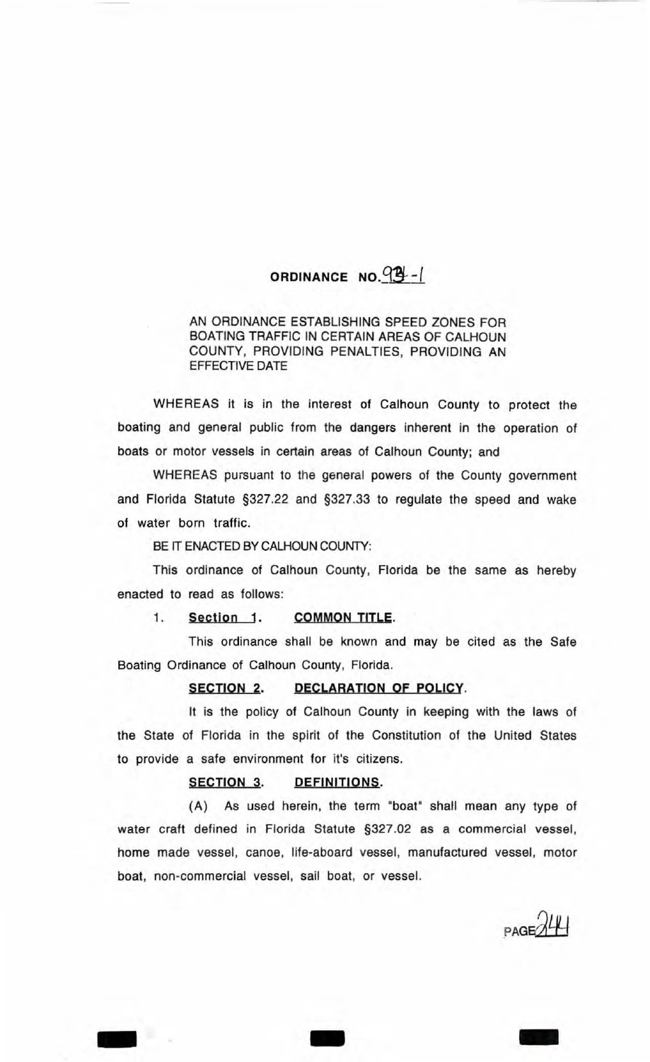# ORDINANCE NO. 93-1

AN ORDINANCE ESTABLISHING SPEED ZONES FOR BOATING TRAFFIC IN CERTAIN AREAS OF CALHOUN COUNTY, PROVIDING PENALTIES, PROVIDING AN EFFECTIVE DATE

WHEREAS it is in the interest of Calhoun County to protect the boating and general public from the dangers inherent in the operation of boats or motor vessels in certain areas of Calhoun County; and

WHEREAS pursuant to the general powers of the County government and Florida Statute §327.22 and §327.33 to regulate the speed and wake of water born traffic.

BE IT ENACTED BY CALHOUN COUNTY:

This ordinance of Calhoun County, Florida be the same as hereby enacted to read as follows:

1. **Section 1. COMMON TITLE.**

This ordinance shall be known and may be cited as the Safe Boating Ordinance of Calhoun County, Florida.

**SECTION 2. DECLARATION OF POLICY.**

It is the policy of Calhoun County in keeping with the laws of the State of Florida in the spirit of the Constitution of the United States to provide a safe environment for it's citizens.

**SECTION 3. DEFINITIONS.**

(A) As used herein, the term "boat" shall mean any type of water craft defined in Florida Statute §327.02 as a commercial vessel, home made vessel, canoe, life-aboard vessel, manufactured vessel, motor boat, non-commercial vessel, sail boat, or vessel.

PAGE 244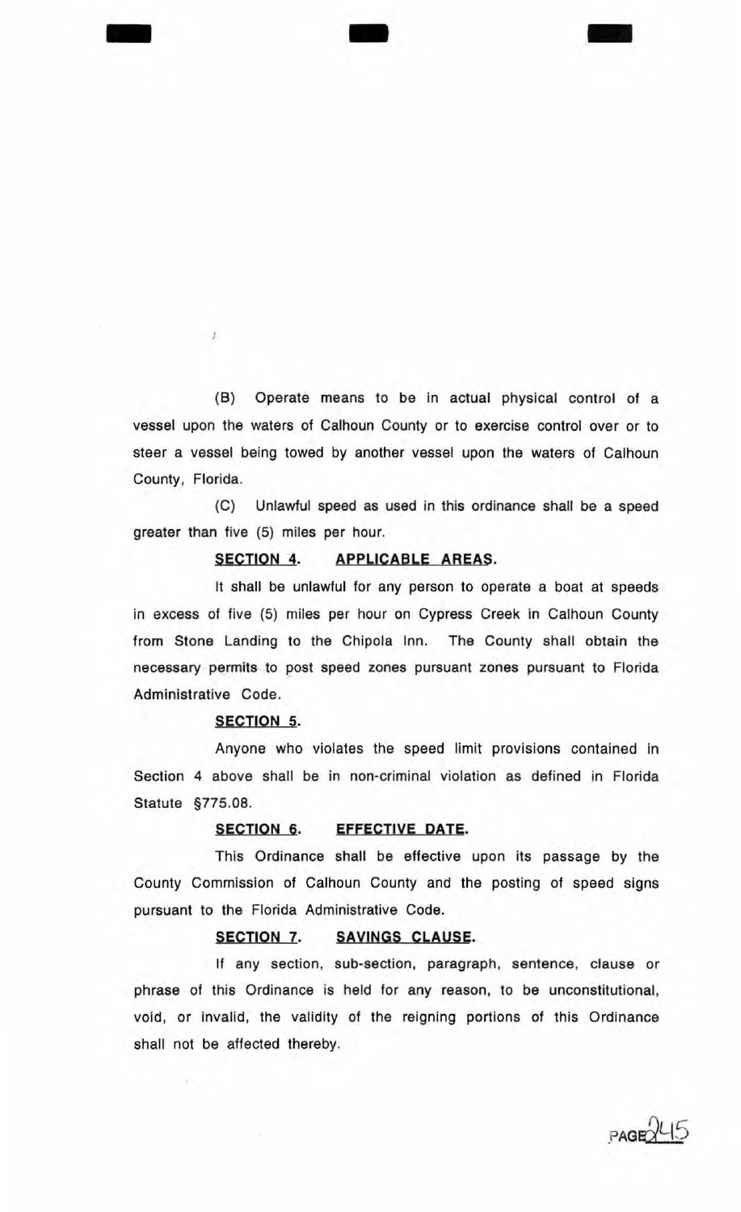(B) Operate means to be in actual physical control of a vessel upon the waters of Calhoun County or to exercise control over or to steer a vessel being towed by another vessel upon the waters of Calhoun County, Florida.

(C) Unlawful speed as used in this ordinance shall be a speed greater than five (5) miles per hour.

**SECTION 4. APPLICABLE AREAS.**

It shall be unlawful for any person to operate a boat at speeds in excess of five (5) miles per hour on Cypress Creek in Calhoun County from Stone Landing to the Chipola Inn. The County shall obtain the necessary permits to post speed zones pursuant zones pursuant to Florida Administrative Code.

**SECTION 5.**

Anyone who violates the speed limit provisions contained in Section 4 above shall be in non-criminal violation as defined in Florida Statute §775.08.

**SECTION 6. EFFECTIVE DATE.**

This Ordinance shall be effective upon its passage by the County Commission of Calhoun County and the posting of speed signs pursuant to the Florida Administrative Code.

**SECTION 7. SAVINGS CLAUSE.**

If any section, sub-section, paragraph, sentence, clause or phrase of this Ordinance is held for any reason, to be unconstitutional, void, or invalid, the validity of the reigning portions of this Ordinance shall not be affected thereby.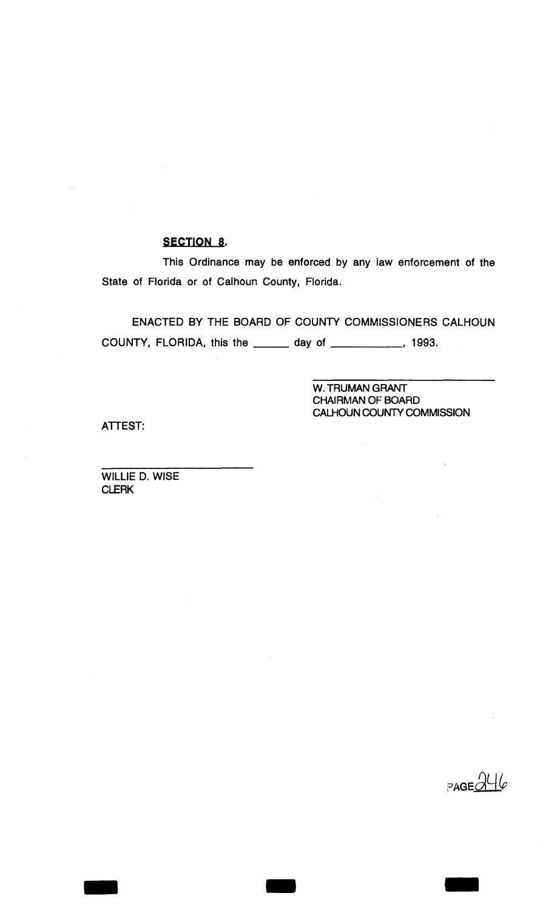**SECTION 8.**

This Ordinance may be enforced by any law enforcement of the State of Florida or of Calhoun County, Florida.

ENACTED BY THE BOARD OF COUNTY COMMISSIONERS CALHOUN COUNTY, FLORIDA, this the ______ day of ____________, 1993.

W. TRUMAN GRANT
CHAIRMAN OF BOARD
CALHOUN COUNTY COMMISSION

ATTEST:

WILLIE D. WISE
CLERK